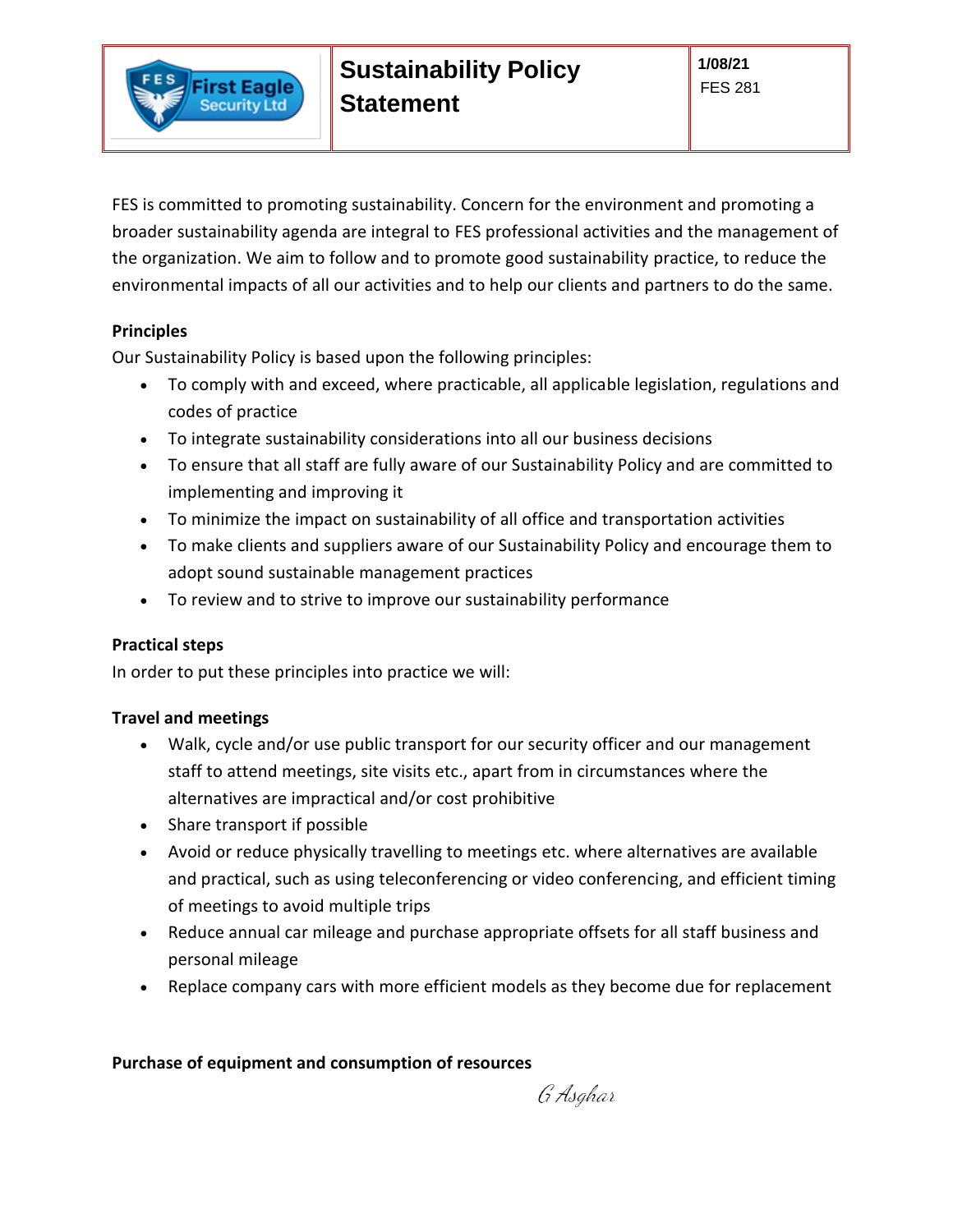| First Eagle Security Ltd | Sustainability Policy Statement | 1/08/21<br>FES 281 |
| --- | --- | --- |

FES is committed to promoting sustainability. Concern for the environment and promoting a broader sustainability agenda are integral to FES professional activities and the management of the organization. We aim to follow and to promote good sustainability practice, to reduce the environmental impacts of all our activities and to help our clients and partners to do the same.

**Principles**

Our Sustainability Policy is based upon the following principles:

- To comply with and exceed, where practicable, all applicable legislation, regulations and codes of practice
- To integrate sustainability considerations into all our business decisions
- To ensure that all staff are fully aware of our Sustainability Policy and are committed to implementing and improving it
- To minimize the impact on sustainability of all office and transportation activities
- To make clients and suppliers aware of our Sustainability Policy and encourage them to adopt sound sustainable management practices
- To review and to strive to improve our sustainability performance

**Practical steps**

In order to put these principles into practice we will:

**Travel and meetings**

- Walk, cycle and/or use public transport for our security officer and our management staff to attend meetings, site visits etc., apart from in circumstances where the alternatives are impractical and/or cost prohibitive
- Share transport if possible
- Avoid or reduce physically travelling to meetings etc. where alternatives are available and practical, such as using teleconferencing or video conferencing, and efficient timing of meetings to avoid multiple trips
- Reduce annual car mileage and purchase appropriate offsets for all staff business and personal mileage
- Replace company cars with more efficient models as they become due for replacement

**Purchase of equipment and consumption of resources**

G Asghar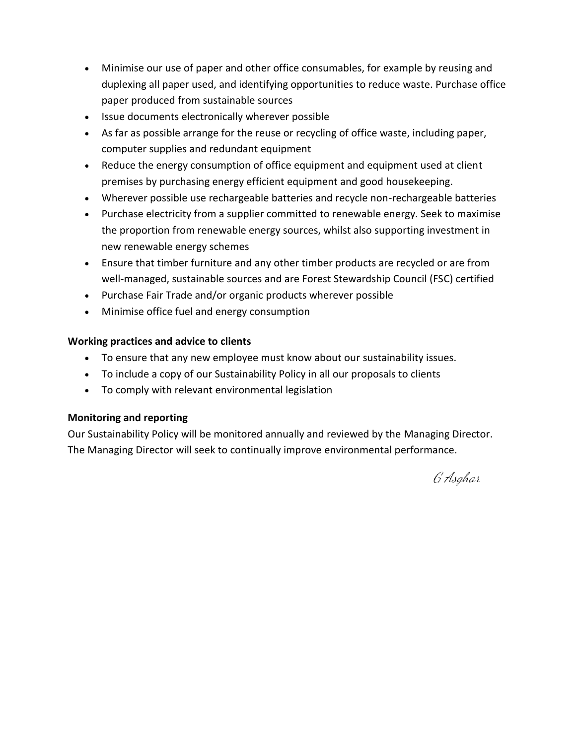- Minimise our use of paper and other office consumables, for example by reusing and duplexing all paper used, and identifying opportunities to reduce waste. Purchase office paper produced from sustainable sources
- Issue documents electronically wherever possible
- As far as possible arrange for the reuse or recycling of office waste, including paper, computer supplies and redundant equipment
- Reduce the energy consumption of office equipment and equipment used at client premises by purchasing energy efficient equipment and good housekeeping.
- Wherever possible use rechargeable batteries and recycle non-rechargeable batteries
- Purchase electricity from a supplier committed to renewable energy. Seek to maximise the proportion from renewable energy sources, whilst also supporting investment in new renewable energy schemes
- Ensure that timber furniture and any other timber products are recycled or are from well-managed, sustainable sources and are Forest Stewardship Council (FSC) certified
- Purchase Fair Trade and/or organic products wherever possible
- Minimise office fuel and energy consumption

**Working practices and advice to clients**

- To ensure that any new employee must know about our sustainability issues.
- To include a copy of our Sustainability Policy in all our proposals to clients
- To comply with relevant environmental legislation

**Monitoring and reporting**

Our Sustainability Policy will be monitored annually and reviewed by the Managing Director. The Managing Director will seek to continually improve environmental performance.

*G Asghar*